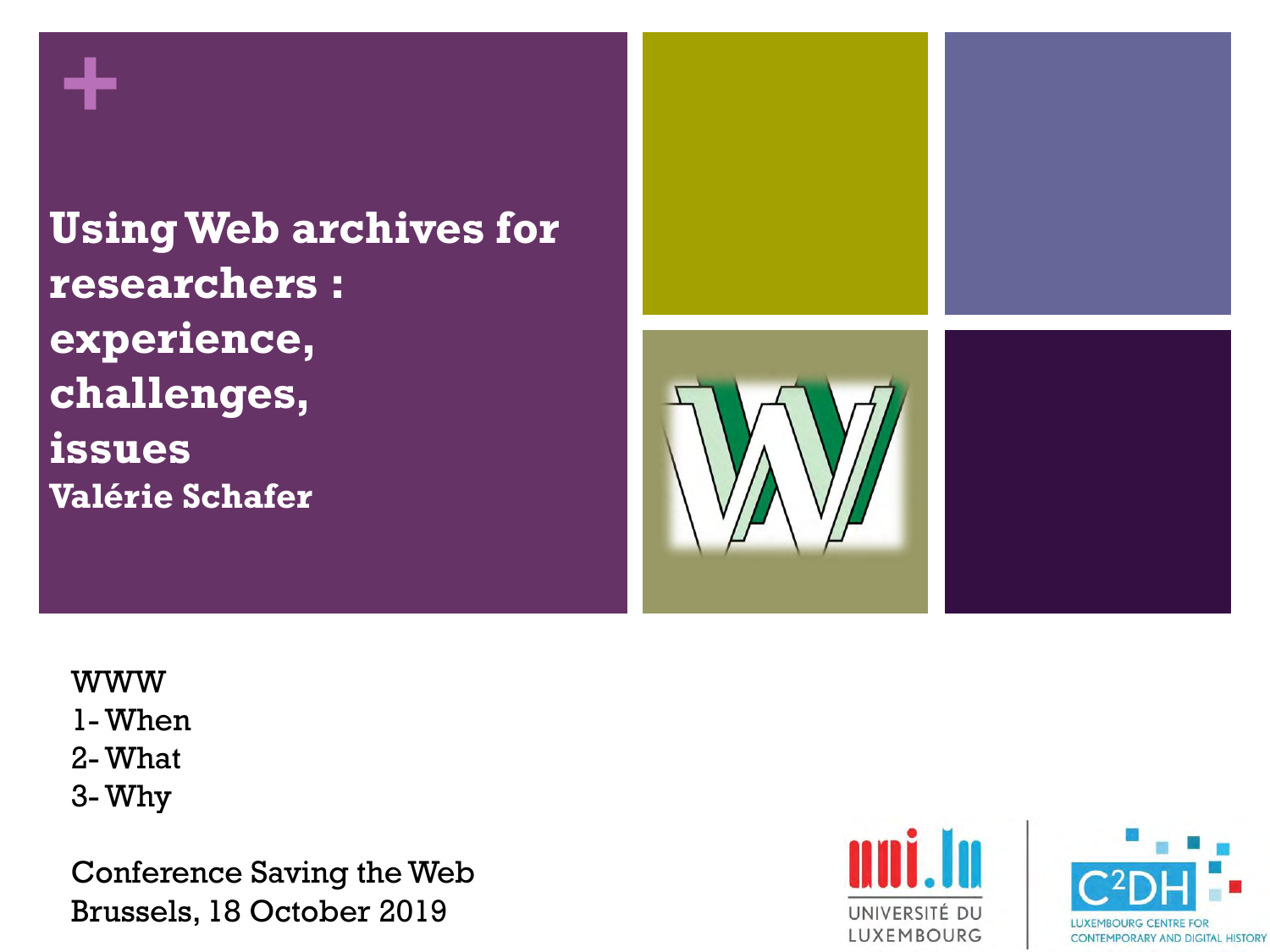# Using Web archives for researchers : experience, challenges, issues

**Valérie Schafer**

WWW
1- When
2- What
3- Why

Conference Saving the Web
Brussels, 18 October 2019

UNIVERSITÉ DU LUXEMBOURG

LUXEMBOURG CENTRE FOR CONTEMPORARY AND DIGITAL HISTORY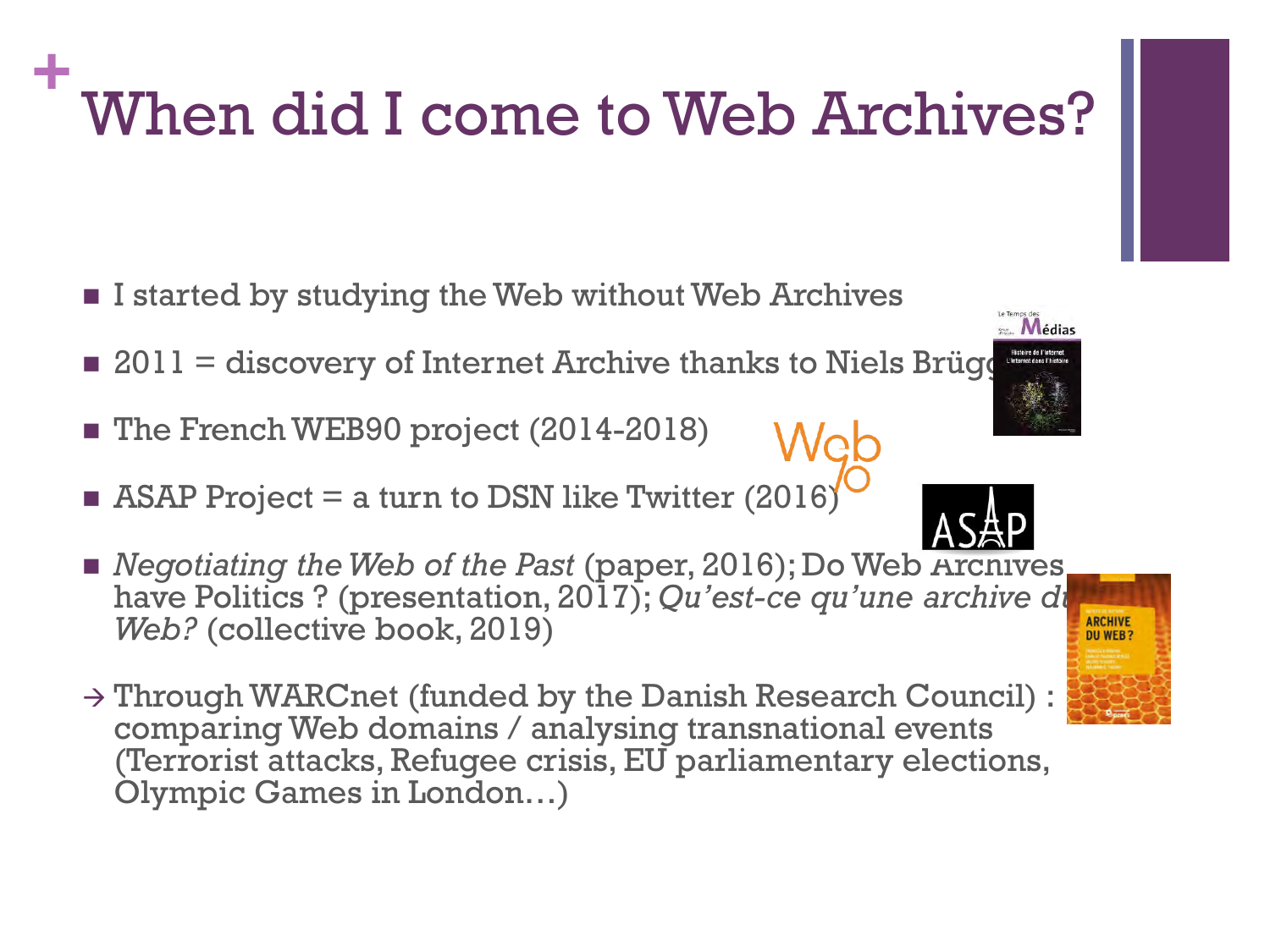# When did I come to Web Archives?

- I started by studying the Web without Web Archives
- 2011 = discovery of Internet Archive thanks to Niels Brügg
- The French WEB90 project (2014-2018)
- ASAP Project = a turn to DSN like Twitter (2016)
- *Negotiating the Web of the Past* (paper, 2016); Do Web Archives have Politics ? (presentation, 2017); *Qu'est-ce qu'une archive du Web?* (collective book, 2019)

→ Through WARCnet (funded by the Danish Research Council) : comparing Web domains / analysing transnational events (Terrorist attacks, Refugee crisis, EU parliamentary elections, Olympic Games in London…)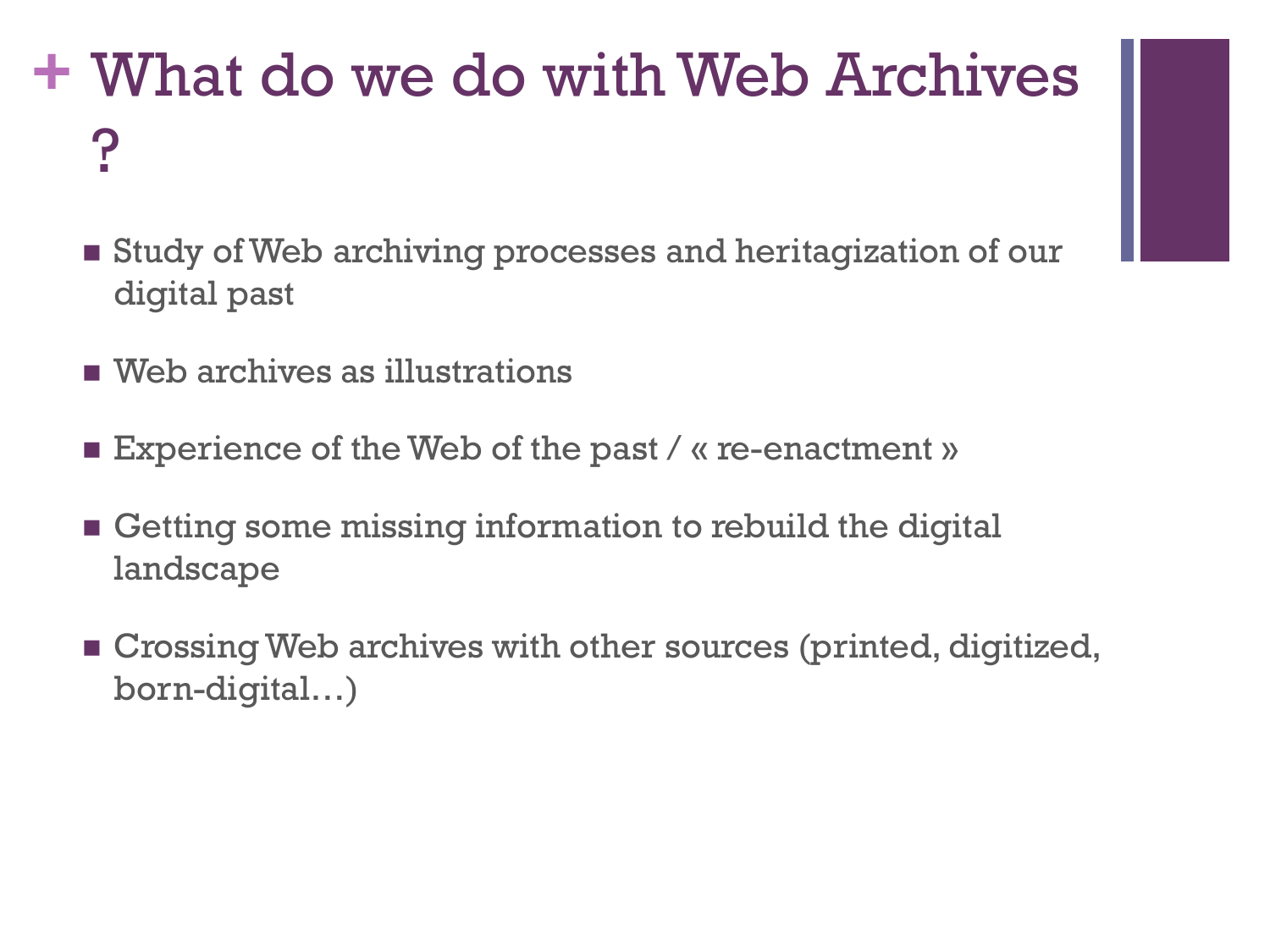# What do we do with Web Archives ?

- Study of Web archiving processes and heritagization of our digital past
- Web archives as illustrations
- Experience of the Web of the past / « re-enactment »
- Getting some missing information to rebuild the digital landscape
- Crossing Web archives with other sources (printed, digitized, born-digital…)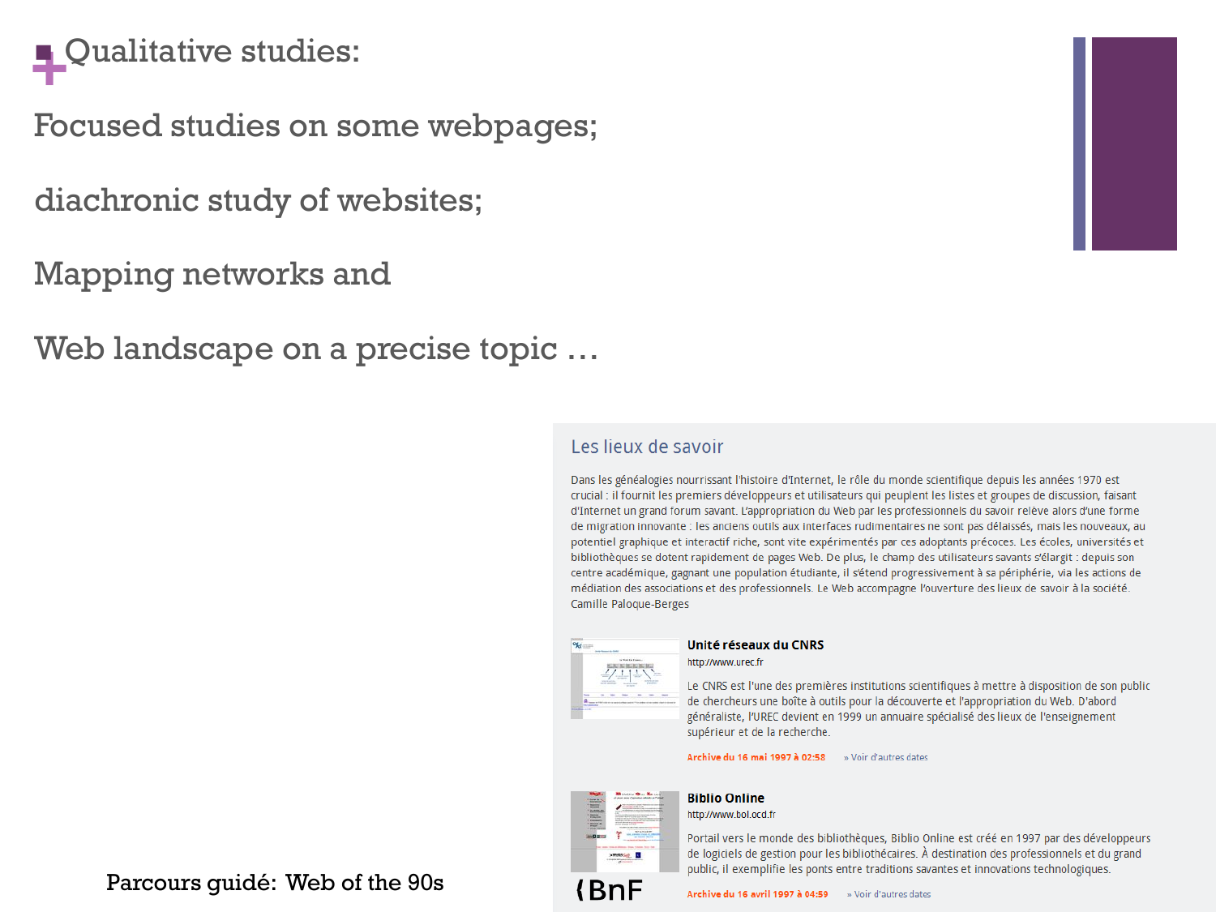# Qualitative studies:

Focused studies on some webpages;

diachronic study of websites;

Mapping networks and

Web landscape on a precise topic …

## Les lieux de savoir

Dans les généalogies nourrissant l'histoire d'Internet, le rôle du monde scientifique depuis les années 1970 est crucial : il fournit les premiers développeurs et utilisateurs qui peuplent les listes et groupes de discussion, faisant d'Internet un grand forum savant. L'appropriation du Web par les professionnels du savoir relève alors d'une forme de migration innovante : les anciens outils aux interfaces rudimentaires ne sont pas délaissés, mais les nouveaux, au potentiel graphique et interactif riche, sont vite expérimentés par ces adoptants précoces. Les écoles, universités et bibliothèques se dotent rapidement de pages Web. De plus, le champ des utilisateurs savants s'élargit : depuis son centre académique, gagnant une population étudiante, il s'étend progressivement à sa périphérie, via les actions de médiation des associations et des professionnels. Le Web accompagne l'ouverture des lieux de savoir à la société.
Camille Paloque-Berges

**Unité réseaux du CNRS**
http://www.urec.fr

Le CNRS est l'une des premières institutions scientifiques à mettre à disposition de son public de chercheurs une boîte à outils pour la découverte et l'appropriation du Web. D'abord généraliste, l'UREC devient en 1999 un annuaire spécialisé des lieux de l'enseignement supérieur et de la recherche.

Archive du 16 mai 1997 à 02:58 » Voir d'autres dates

**Biblio Online**
http://www.bol.ocd.fr

Portail vers le monde des bibliothèques, Biblio Online est créé en 1997 par des développeurs de logiciels de gestion pour les bibliothécaires. À destination des professionnels et du grand public, il exemplifie les ponts entre traditions savantes et innovations technologiques.

Archive du 16 avril 1997 à 04:59 » Voir d'autres dates

BnF

Parcours guidé: Web of the 90s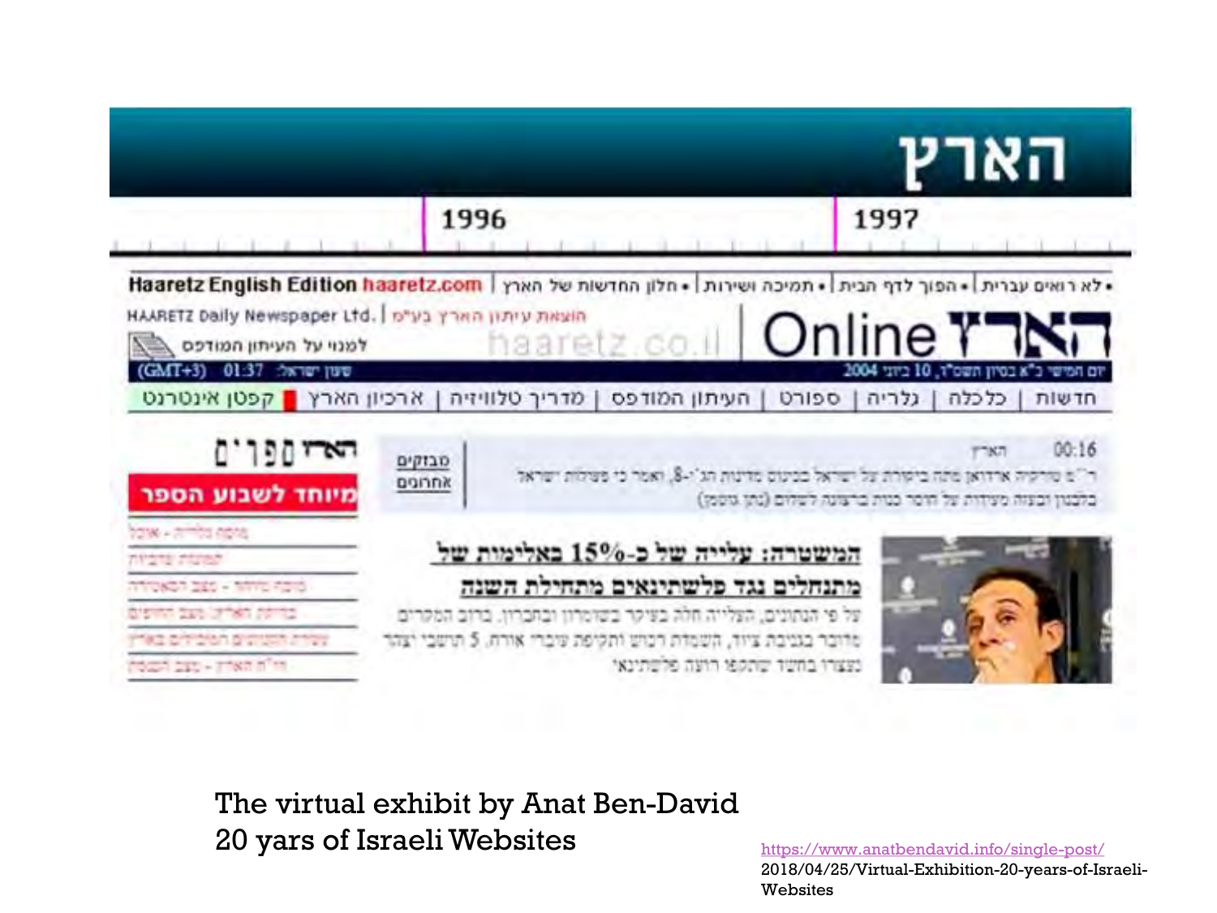הארץ

1996 1997

Haaretz English Edition haaretz.com | חלון החדשות של הארץ • | תמיכה ושירות • | הפוך לדף הבית • | לא רואים עברית •

HAARETZ Daily Newspaper Ltd. | הוצאת עיתון הארץ בע"מ

haaretz.co.il | הארץ Online

למנוי על העיתון המודפס

(GMT+3) 01:37 שעון ישראל

יום חמישי כ"א בסיון תשס"ד, 10 ביוני 2004

חדשות | כלכלה | גלריה | ספורט | העיתון המודפס | מדריך טלוויזיה | ארכיון הארץ | קפטן אינטרנט

הארץ ספרים

מיוחד לשבוע הספר

מבזקים אחרונים

00:16 הארץ

המשטרה: עלייה של כ-15% באלימות של מתנחלים נגד פלשתינאים מתחילת השנה

The virtual exhibit by Anat Ben-David
20 yars of Israeli Websites

https://www.anatbendavid.info/single-post/2018/04/25/Virtual-Exhibition-20-years-of-Israeli-Websites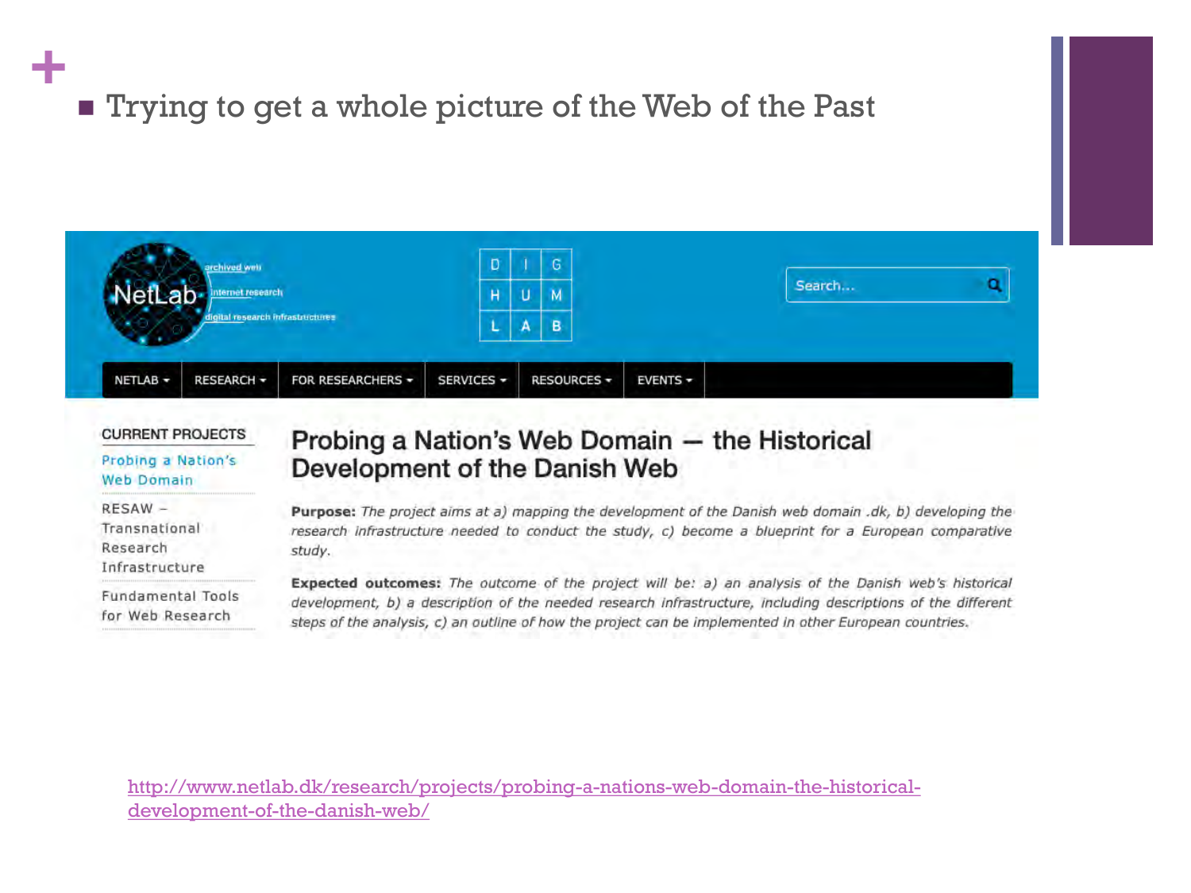- Trying to get a whole picture of the Web of the Past

NetLab — archived web, internet research, digital research infrastructures

DIGHUMLAB

Search...

NETLAB ▾ | RESEARCH ▾ | FOR RESEARCHERS ▾ | SERVICES ▾ | RESOURCES ▾ | EVENTS ▾

CURRENT PROJECTS

- Probing a Nation's Web Domain
- RESAW – Transnational Research Infrastructure
- Fundamental Tools for Web Research

## Probing a Nation's Web Domain — the Historical Development of the Danish Web

**Purpose:** *The project aims at a) mapping the development of the Danish web domain .dk, b) developing the research infrastructure needed to conduct the study, c) become a blueprint for a European comparative study.*

**Expected outcomes:** *The outcome of the project will be: a) an analysis of the Danish web's historical development, b) a description of the needed research infrastructure, including descriptions of the different steps of the analysis, c) an outline of how the project can be implemented in other European countries.*

http://www.netlab.dk/research/projects/probing-a-nations-web-domain-the-historical-development-of-the-danish-web/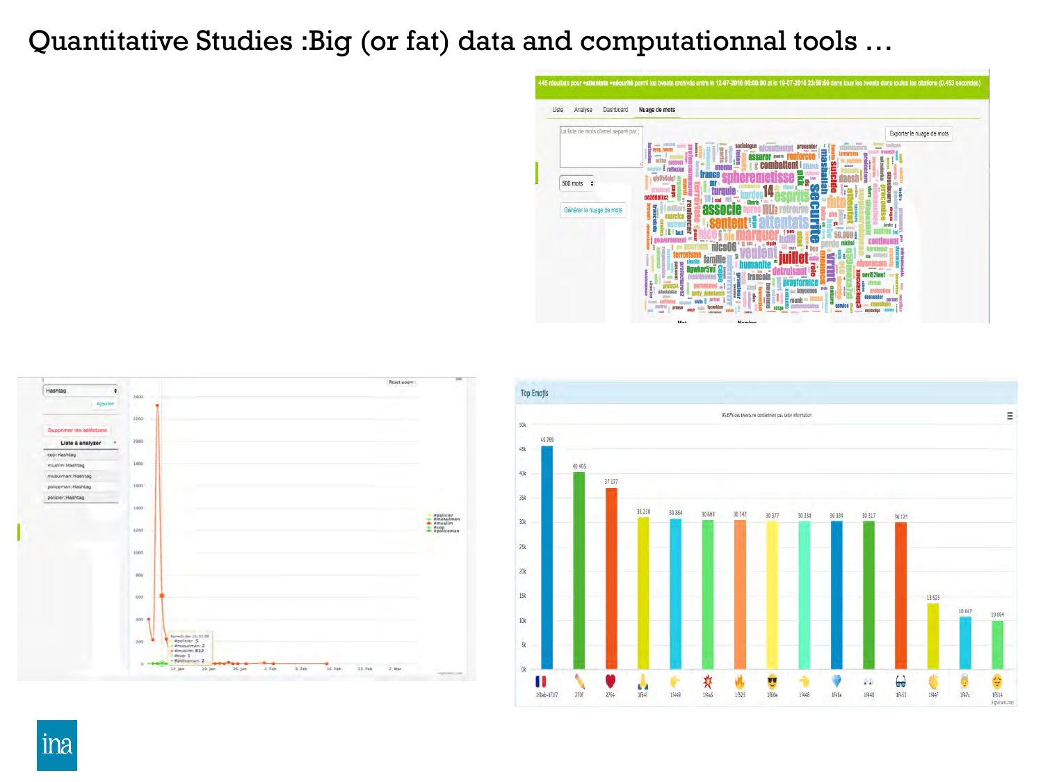# Quantitative Studies :Big (or fat) data and computationnal tools …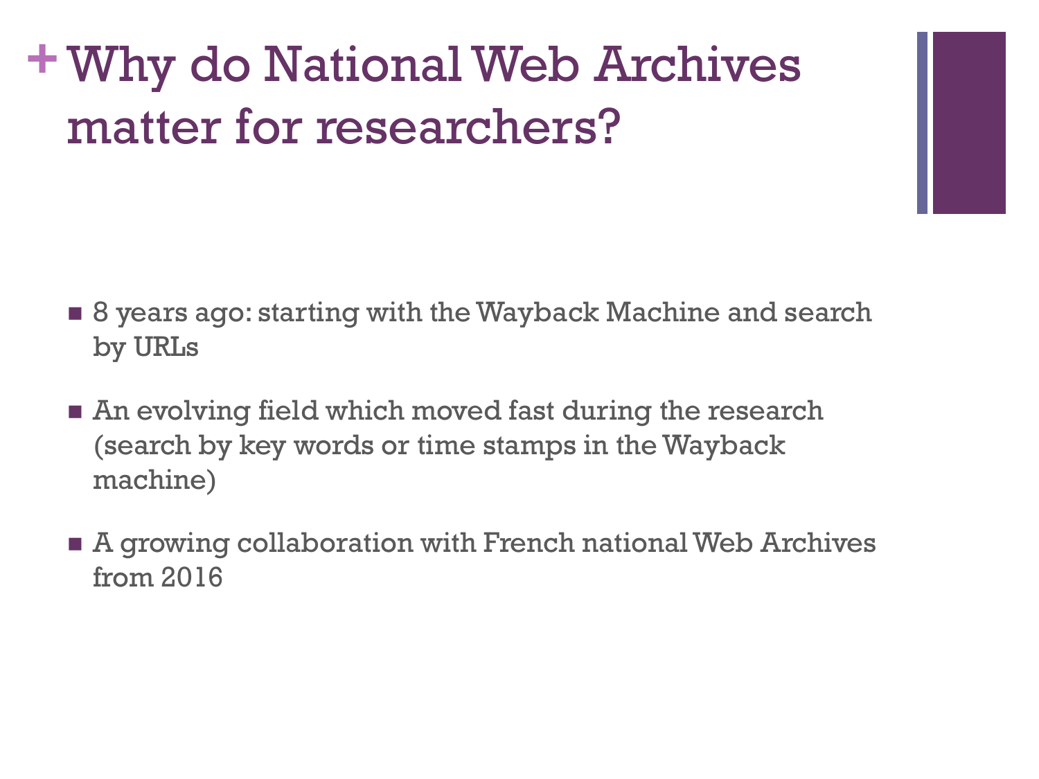# Why do National Web Archives matter for researchers?

- 8 years ago: starting with the Wayback Machine and search by URLs
- An evolving field which moved fast during the research (search by key words or time stamps in the Wayback machine)
- A growing collaboration with French national Web Archives from 2016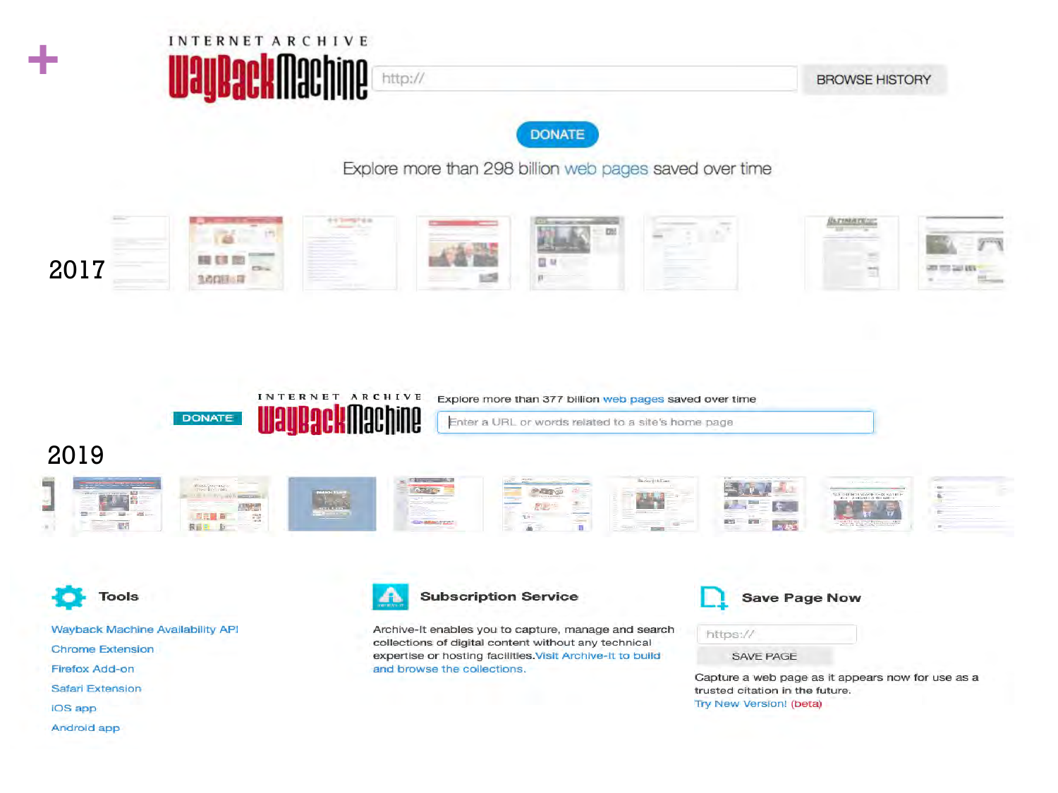+

INTERNET ARCHIVE

WaybackMachine

http://

BROWSE HISTORY

DONATE

Explore more than 298 billion web pages saved over time

2017

DONATE

INTERNET ARCHIVE

WaybackMachine

Explore more than 377 billion web pages saved over time

Enter a URL or words related to a site's home page

2019

**Tools**

- Wayback Machine Availability API
- Chrome Extension
- Firefox Add-on
- Safari Extension
- iOS app
- Android app

**Subscription Service**

Archive-It enables you to capture, manage and search collections of digital content without any technical expertise or hosting facilities. Visit Archive-It to build and browse the collections.

**Save Page Now**

https://

SAVE PAGE

Capture a web page as it appears now for use as a trusted citation in the future.

Try New Version! (beta)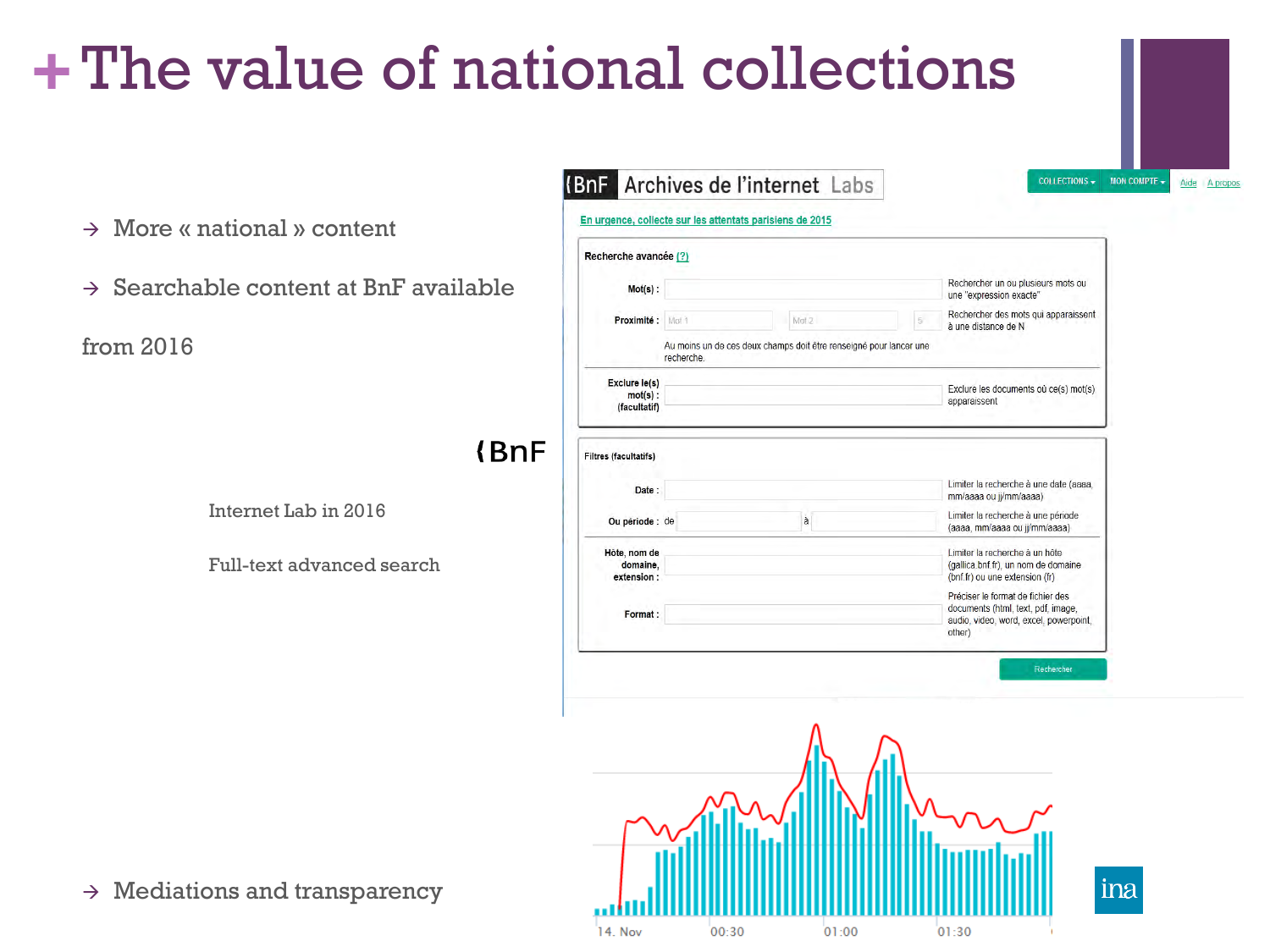# + The value of national collections

- More « national » content
- Searchable content at BnF available from 2016

Internet Lab in 2016

Full-text advanced search

- Mediations and transparency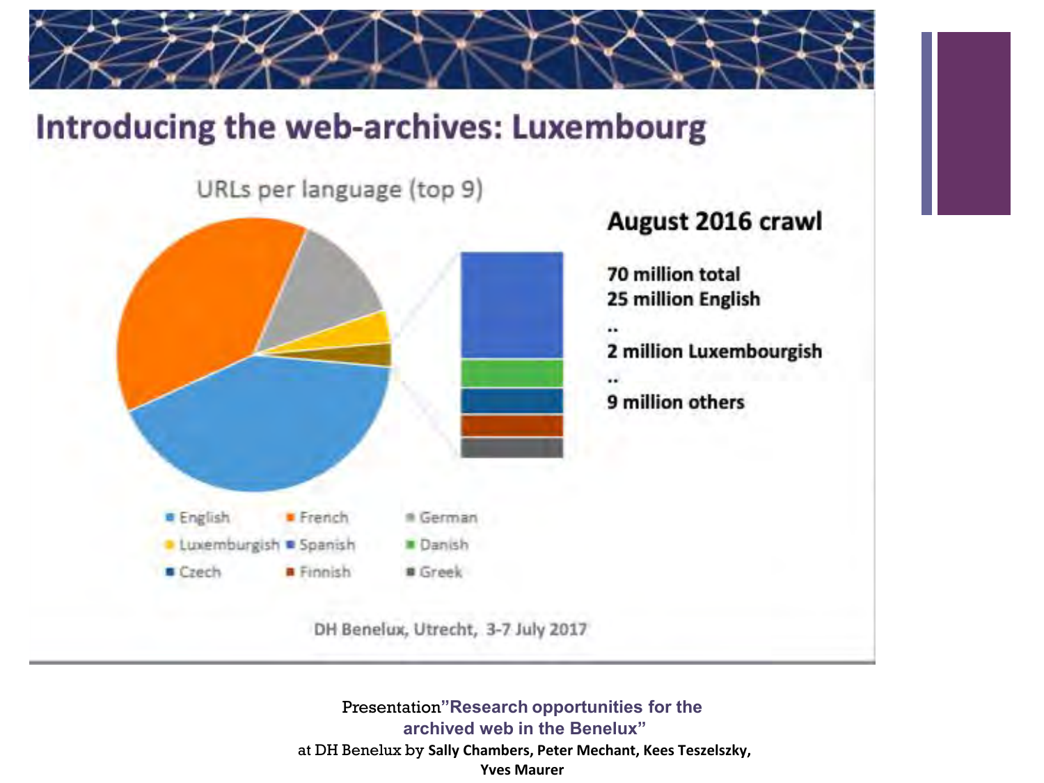## Introducing the web-archives: Luxembourg

URLs per language (top 9)

**August 2016 crawl**

**70 million total**
**25 million English**
**..**
**2 million Luxembourgish**
**..**
**9 million others**

- English
- French
- German
- Luxemburgish
- Spanish
- Danish
- Czech
- Finnish
- Greek

DH Benelux, Utrecht, 3-7 July 2017

Presentation "**Research opportunities for the archived web in the Benelux**" at DH Benelux by **Sally Chambers, Peter Mechant, Kees Teszelszky, Yves Maurer**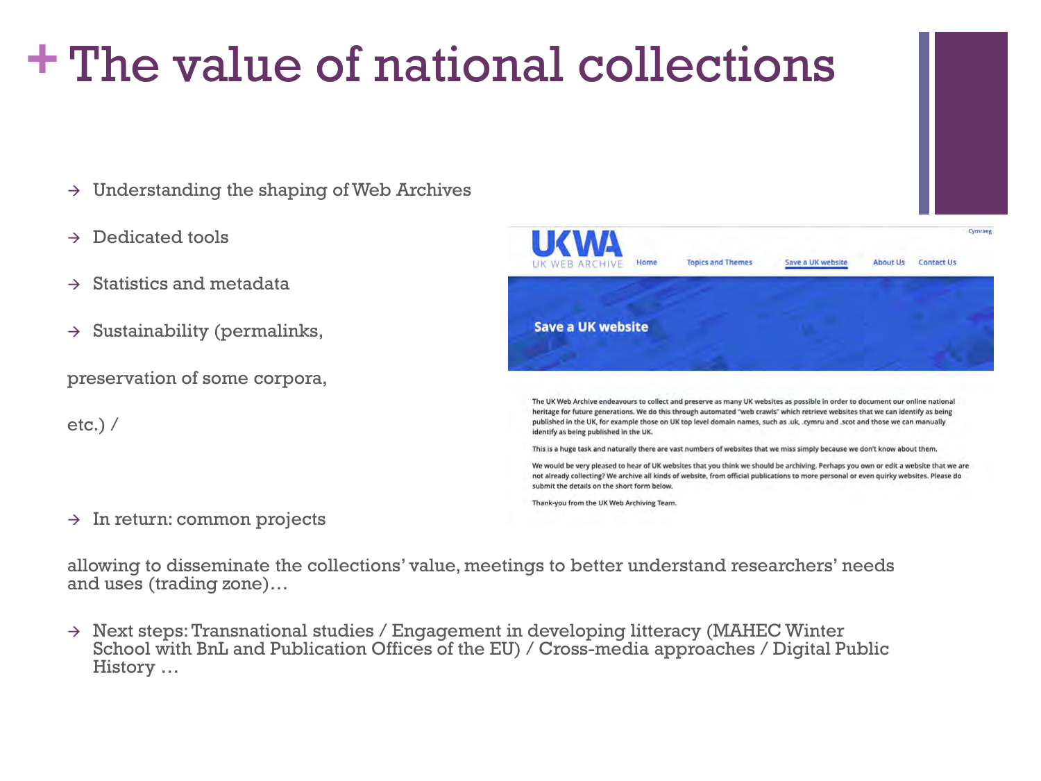# The value of national collections

- Understanding the shaping of Web Archives
- Dedicated tools
- Statistics and metadata
- Sustainability (permalinks, preservation of some corpora, etc.) /

UKWA
UK WEB ARCHIVE
Home | Topics and Themes | Save a UK website | About Us | Contact Us
Cymraeg

Save a UK website

The UK Web Archive endeavours to collect and preserve as many UK websites as possible in order to document our online national heritage for future generations. We do this through automated "web crawls" which retrieve websites that we can identify as being published in the UK, for example those on UK top level domain names, such as .uk, .cymru and .scot and those we can manually identify as being published in the UK.

This is a huge task and naturally there are vast numbers of websites that we miss simply because we don't know about them.

We would be very pleased to hear of UK websites that you think we should be archiving. Perhaps you own or edit a website that we are not already collecting? We archive all kinds of website, from official publications to more personal or even quirky websites. Please do submit the details on the short form below.

Thank-you from the UK Web Archiving Team.

- In return: common projects allowing to disseminate the collections' value, meetings to better understand researchers' needs and uses (trading zone)…
- Next steps: Transnational studies / Engagement in developing litteracy (MAHEC Winter School with BnL and Publication Offices of the EU) / Cross-media approaches / Digital Public History …